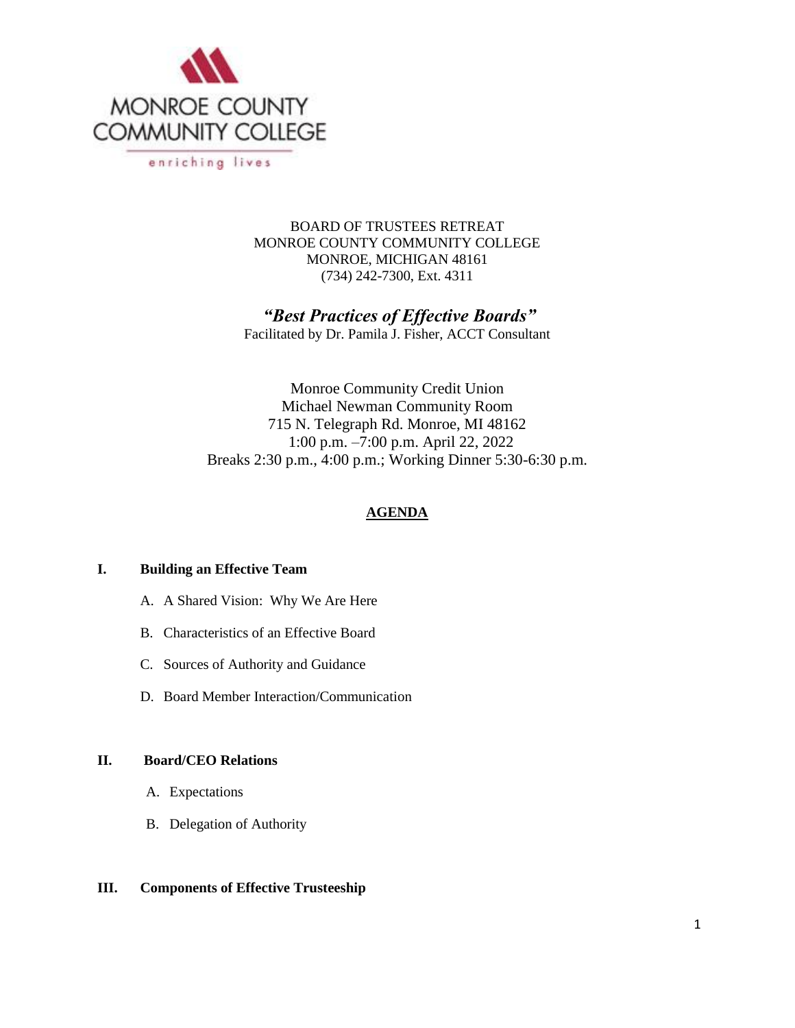MONROE COUNTY COMMUNITY COLLEGE

enriching lives

BOARD OF TRUSTEES RETREAT
MONROE COUNTY COMMUNITY COLLEGE
MONROE, MICHIGAN 48161
(734) 242-7300, Ext. 4311

## *"Best Practices of Effective Boards"*

Facilitated by Dr. Pamila J. Fisher, ACCT Consultant

Monroe Community Credit Union
Michael Newman Community Room
715 N. Telegraph Rd. Monroe, MI 48162
1:00 p.m. –7:00 p.m. April 22, 2022
Breaks 2:30 p.m., 4:00 p.m.; Working Dinner 5:30-6:30 p.m.

## AGENDA

**I. Building an Effective Team**

A. A Shared Vision: Why We Are Here

B. Characteristics of an Effective Board

C. Sources of Authority and Guidance

D. Board Member Interaction/Communication

**II. Board/CEO Relations**

A. Expectations

B. Delegation of Authority

**III. Components of Effective Trusteeship**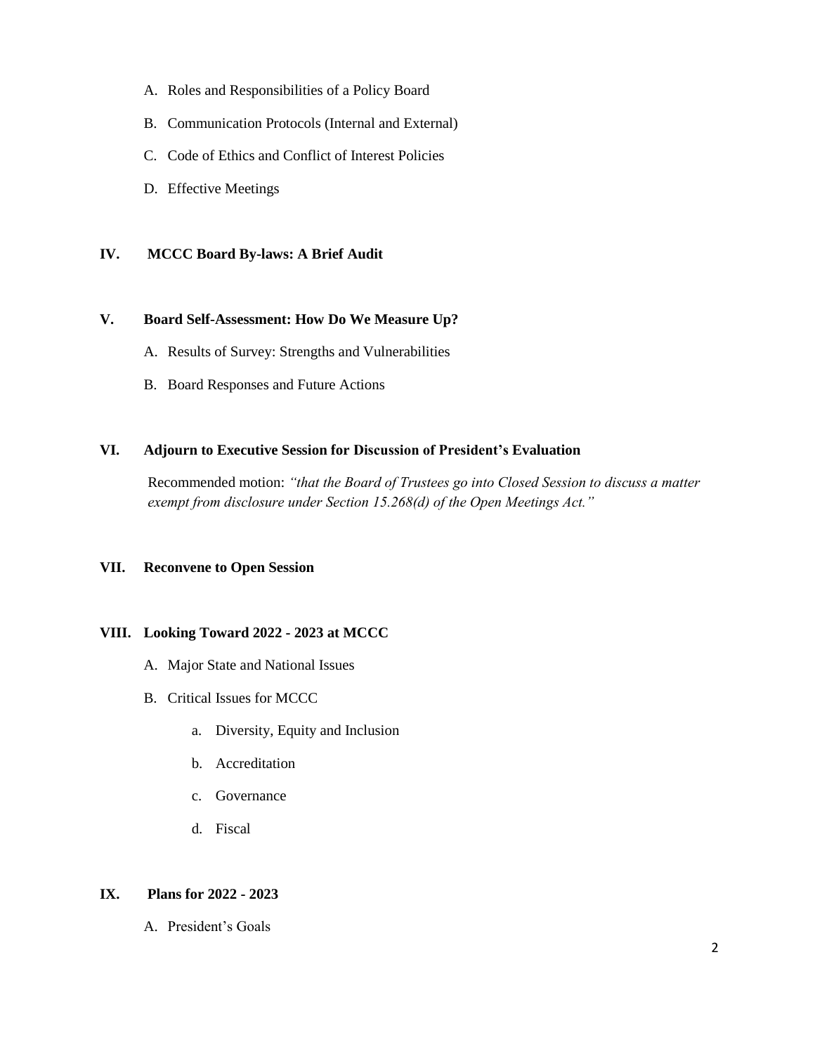A. Roles and Responsibilities of a Policy Board

B. Communication Protocols (Internal and External)

C. Code of Ethics and Conflict of Interest Policies

D. Effective Meetings

**IV. MCCC Board By-laws: A Brief Audit**

**V. Board Self-Assessment: How Do We Measure Up?**

A. Results of Survey: Strengths and Vulnerabilities

B. Board Responses and Future Actions

**VI. Adjourn to Executive Session for Discussion of President's Evaluation**

Recommended motion: *"that the Board of Trustees go into Closed Session to discuss a matter exempt from disclosure under Section 15.268(d) of the Open Meetings Act."*

**VII. Reconvene to Open Session**

**VIII. Looking Toward 2022 - 2023 at MCCC**

A. Major State and National Issues

B. Critical Issues for MCCC

a. Diversity, Equity and Inclusion

b. Accreditation

c. Governance

d. Fiscal

**IX. Plans for 2022 - 2023**

A. President's Goals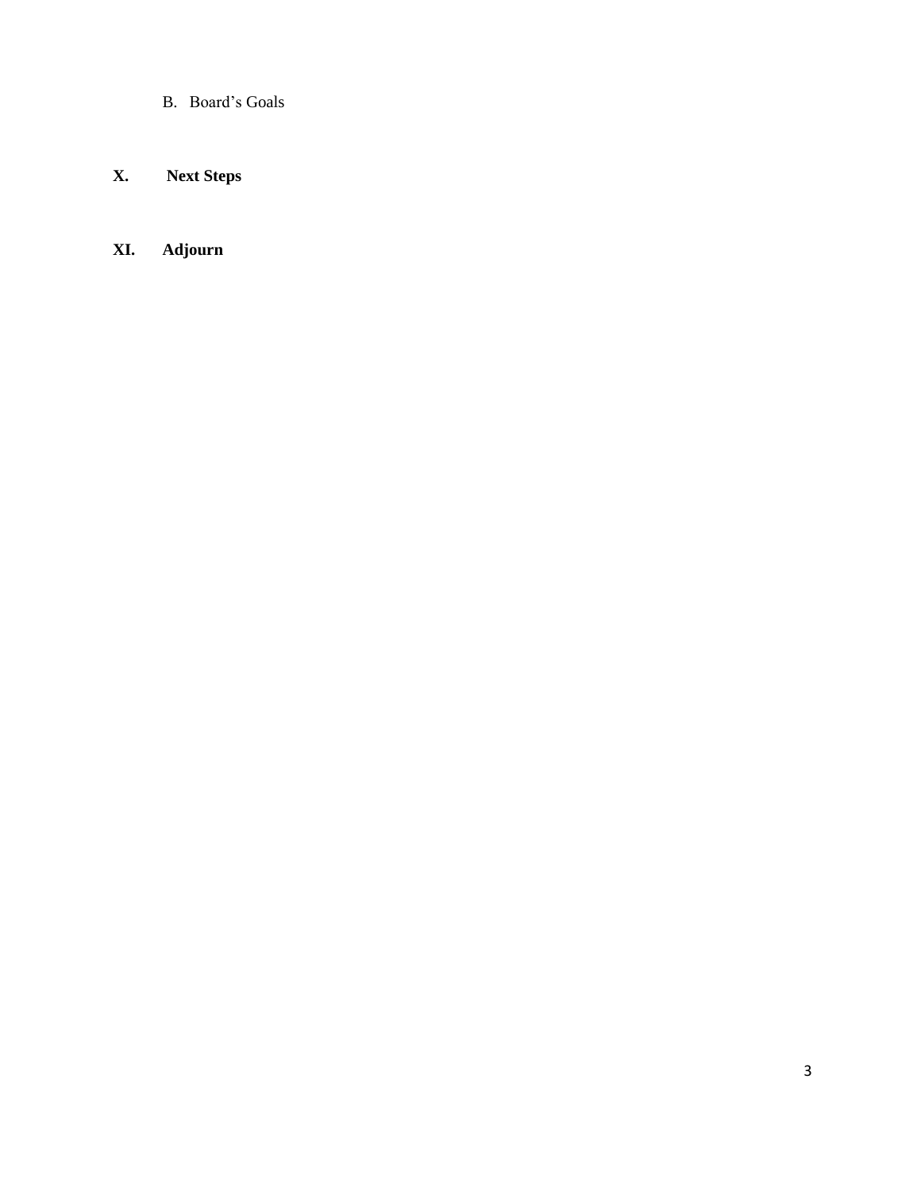B. Board's Goals

**X. Next Steps**

**XI. Adjourn**